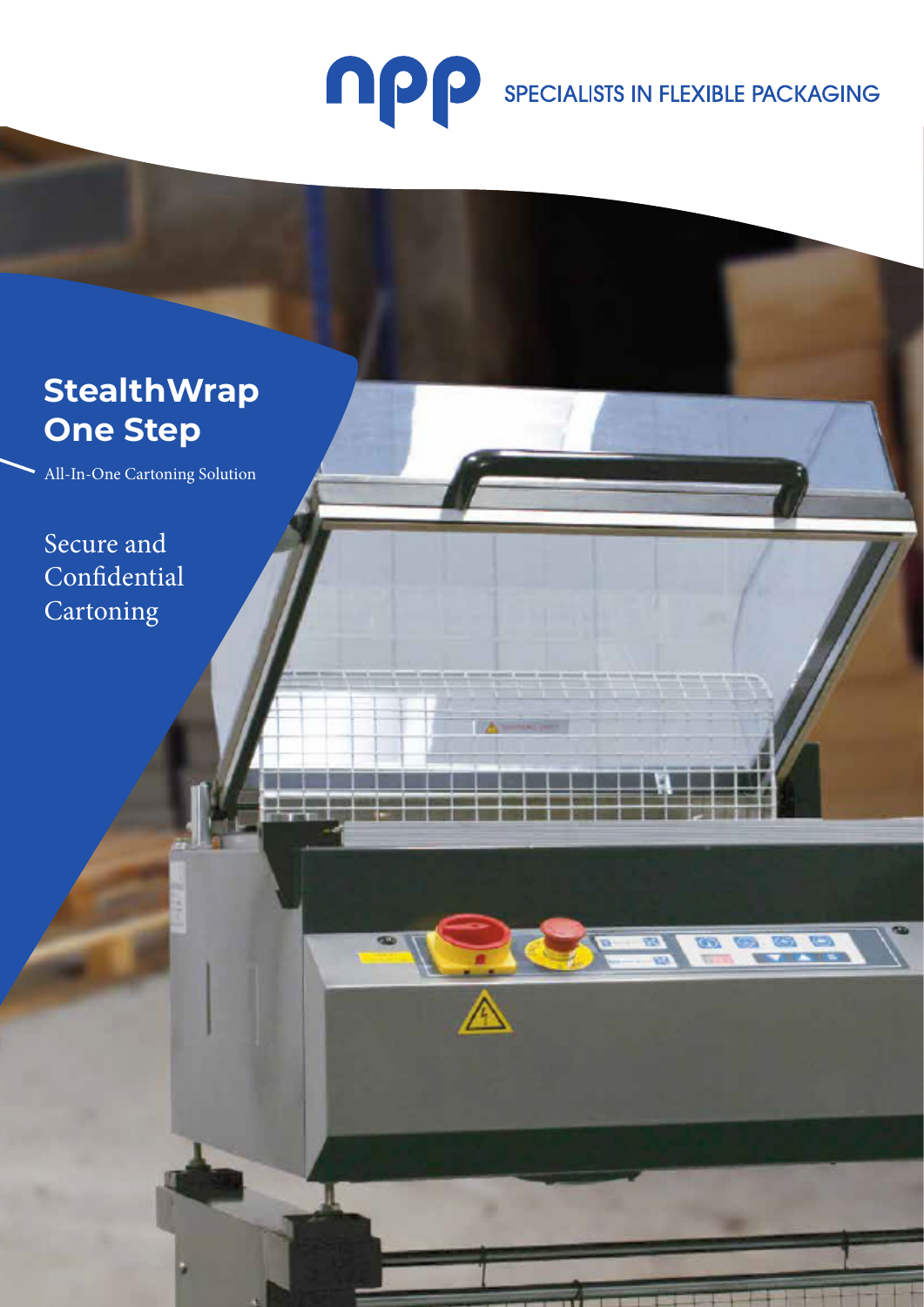npp SPECIALISTS IN FLEXIBLE PACKAGING

# StealthWrap One Step

All-In-One Cartoning Solution

## Secure and Confidential Cartoning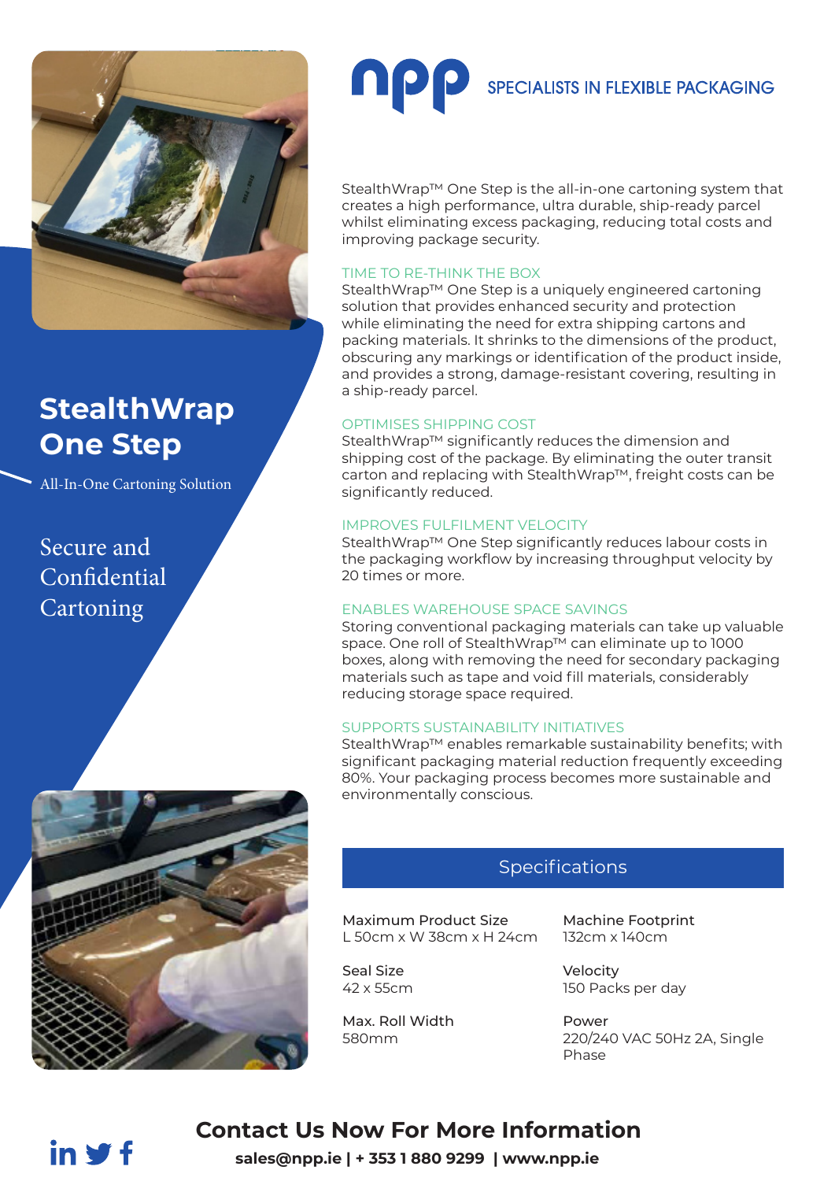**npp** SPECIALISTS IN FLEXIBLE PACKAGING

# StealthWrap One Step

All-In-One Cartoning Solution

## Secure and Confidential Cartoning

StealthWrap™ One Step is the all-in-one cartoning system that creates a high performance, ultra durable, ship-ready parcel whilst eliminating excess packaging, reducing total costs and improving package security.

### TIME TO RE-THINK THE BOX

StealthWrap™ One Step is a uniquely engineered cartoning solution that provides enhanced security and protection while eliminating the need for extra shipping cartons and packing materials. It shrinks to the dimensions of the product, obscuring any markings or identification of the product inside, and provides a strong, damage-resistant covering, resulting in a ship-ready parcel.

### OPTIMISES SHIPPING COST

StealthWrap™ significantly reduces the dimension and shipping cost of the package. By eliminating the outer transit carton and replacing with StealthWrap™, freight costs can be significantly reduced.

### IMPROVES FULFILMENT VELOCITY

StealthWrap™ One Step significantly reduces labour costs in the packaging workflow by increasing throughput velocity by 20 times or more.

### ENABLES WAREHOUSE SPACE SAVINGS

Storing conventional packaging materials can take up valuable space. One roll of StealthWrap™ can eliminate up to 1000 boxes, along with removing the need for secondary packaging materials such as tape and void fill materials, considerably reducing storage space required.

### SUPPORTS SUSTAINABILITY INITIATIVES

StealthWrap™ enables remarkable sustainability benefits; with significant packaging material reduction frequently exceeding 80%. Your packaging process becomes more sustainable and environmentally conscious.

## Specifications

Maximum Product Size
L 50cm x W 38cm x H 24cm

Seal Size
42 x 55cm

Max. Roll Width
580mm

Machine Footprint
132cm x 140cm

Velocity
150 Packs per day

Power
220/240 VAC 50Hz 2A, Single Phase

## Contact Us Now For More Information

**sales@npp.ie | + 353 1 880 9299 | www.npp.ie**